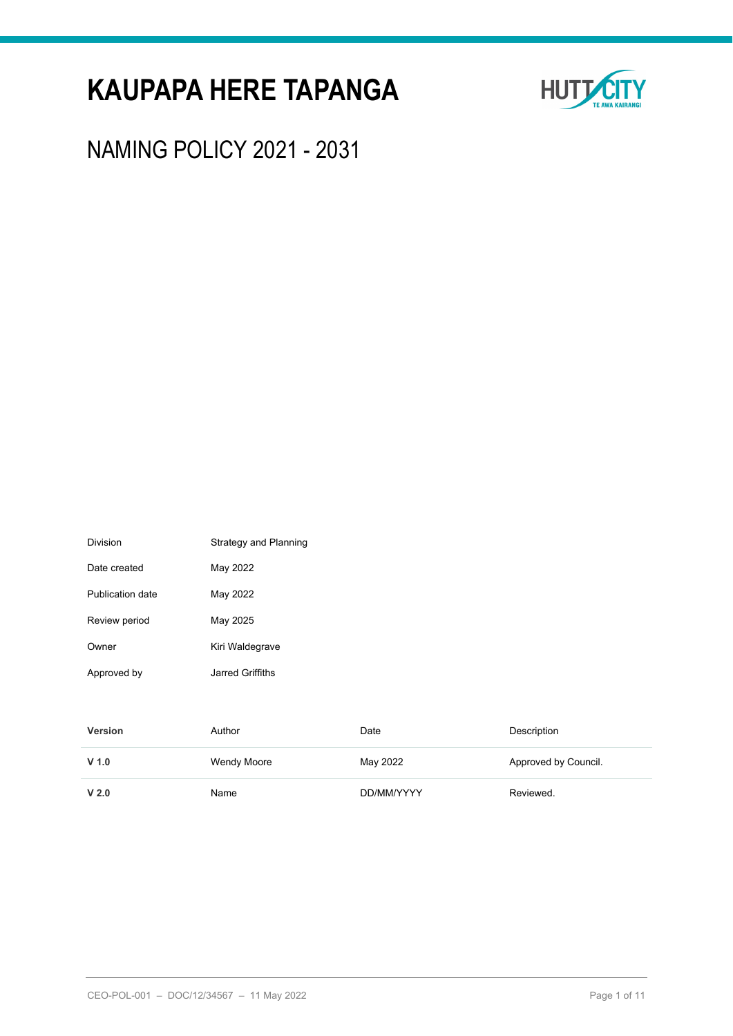# KAUPAPA HERE TAPANGA

## NAMING POLICY 2021 - 2031

| | |
|---|---|
| Division | Strategy and Planning |
| Date created | May 2022 |
| Publication date | May 2022 |
| Review period | May 2025 |
| Owner | Kiri Waldegrave |
| Approved by | Jarred Griffiths |

| **Version** | Author | Date | Description |
|---|---|---|---|
| **V 1.0** | Wendy Moore | May 2022 | Approved by Council. |
| **V 2.0** | Name | DD/MM/YYYY | Reviewed. |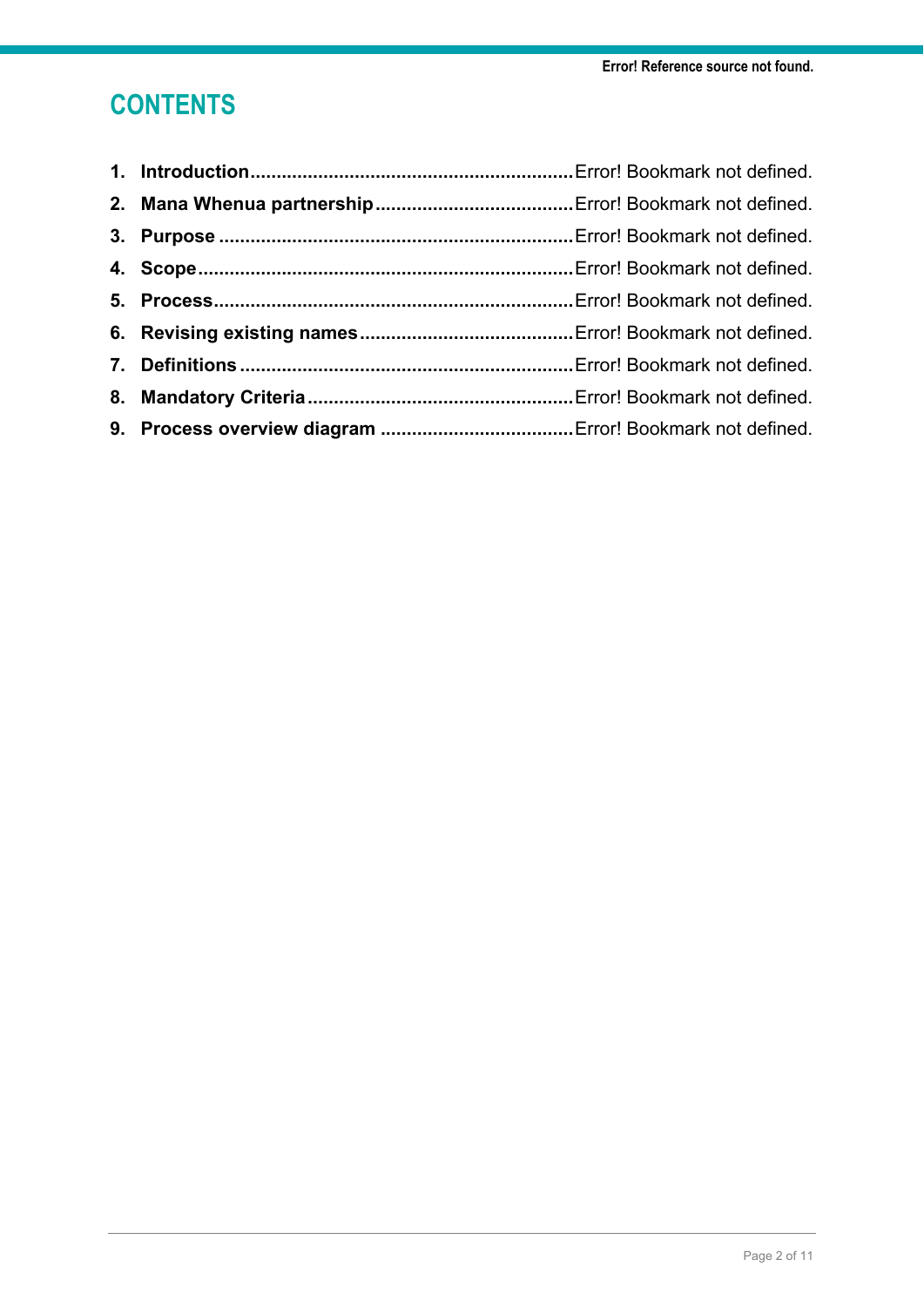# CONTENTS

1. **Introduction** ............................................................ Error! Bookmark not defined.
2. **Mana Whenua partnership** ..................................... Error! Bookmark not defined.
3. **Purpose** ................................................................... Error! Bookmark not defined.
4. **Scope** ....................................................................... Error! Bookmark not defined.
5. **Process** .................................................................... Error! Bookmark not defined.
6. **Revising existing names** ......................................... Error! Bookmark not defined.
7. **Definitions** ............................................................... Error! Bookmark not defined.
8. **Mandatory Criteria** .................................................. Error! Bookmark not defined.
9. **Process overview diagram** ..................................... Error! Bookmark not defined.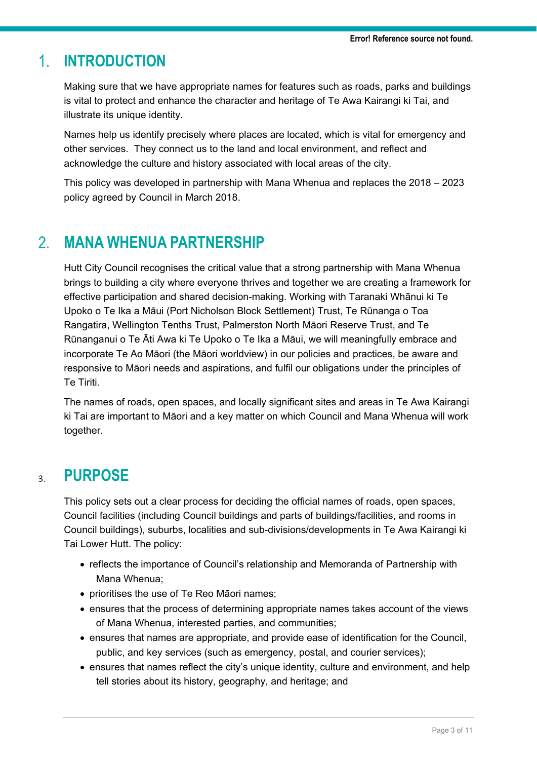# 1. INTRODUCTION

Making sure that we have appropriate names for features such as roads, parks and buildings is vital to protect and enhance the character and heritage of Te Awa Kairangi ki Tai, and illustrate its unique identity.

Names help us identify precisely where places are located, which is vital for emergency and other services. They connect us to the land and local environment, and reflect and acknowledge the culture and history associated with local areas of the city.

This policy was developed in partnership with Mana Whenua and replaces the 2018 – 2023 policy agreed by Council in March 2018.

# 2. MANA WHENUA PARTNERSHIP

Hutt City Council recognises the critical value that a strong partnership with Mana Whenua brings to building a city where everyone thrives and together we are creating a framework for effective participation and shared decision-making. Working with Taranaki Whānui ki Te Upoko o Te Ika a Māui (Port Nicholson Block Settlement) Trust, Te Rūnanga o Toa Rangatira, Wellington Tenths Trust, Palmerston North Māori Reserve Trust, and Te Rūnanganui o Te Āti Awa ki Te Upoko o Te Ika a Māui, we will meaningfully embrace and incorporate Te Ao Māori (the Māori worldview) in our policies and practices, be aware and responsive to Māori needs and aspirations, and fulfil our obligations under the principles of Te Tiriti.

The names of roads, open spaces, and locally significant sites and areas in Te Awa Kairangi ki Tai are important to Māori and a key matter on which Council and Mana Whenua will work together.

# 3. PURPOSE

This policy sets out a clear process for deciding the official names of roads, open spaces, Council facilities (including Council buildings and parts of buildings/facilities, and rooms in Council buildings), suburbs, localities and sub-divisions/developments in Te Awa Kairangi ki Tai Lower Hutt. The policy:

- reflects the importance of Council's relationship and Memoranda of Partnership with Mana Whenua;
- prioritises the use of Te Reo Māori names;
- ensures that the process of determining appropriate names takes account of the views of Mana Whenua, interested parties, and communities;
- ensures that names are appropriate, and provide ease of identification for the Council, public, and key services (such as emergency, postal, and courier services);
- ensures that names reflect the city's unique identity, culture and environment, and help tell stories about its history, geography, and heritage; and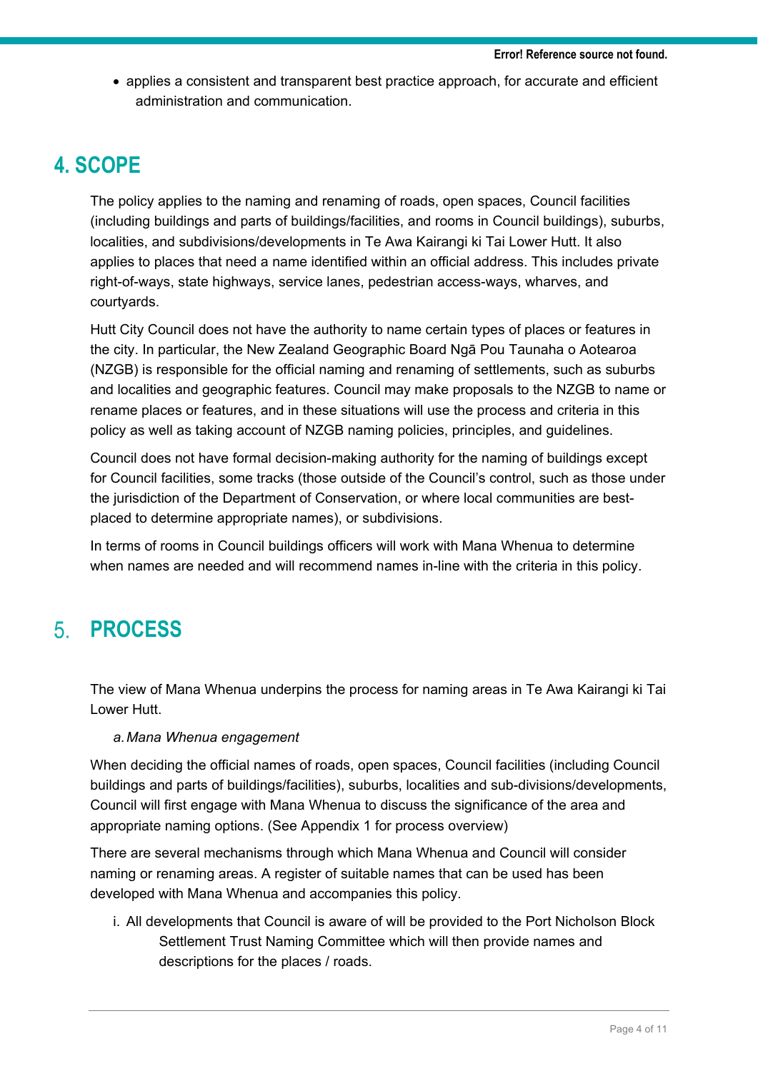- applies a consistent and transparent best practice approach, for accurate and efficient administration and communication.

## 4. SCOPE

The policy applies to the naming and renaming of roads, open spaces, Council facilities (including buildings and parts of buildings/facilities, and rooms in Council buildings), suburbs, localities, and subdivisions/developments in Te Awa Kairangi ki Tai Lower Hutt. It also applies to places that need a name identified within an official address. This includes private right-of-ways, state highways, service lanes, pedestrian access-ways, wharves, and courtyards.

Hutt City Council does not have the authority to name certain types of places or features in the city. In particular, the New Zealand Geographic Board Ngā Pou Taunaha o Aotearoa (NZGB) is responsible for the official naming and renaming of settlements, such as suburbs and localities and geographic features. Council may make proposals to the NZGB to name or rename places or features, and in these situations will use the process and criteria in this policy as well as taking account of NZGB naming policies, principles, and guidelines.

Council does not have formal decision-making authority for the naming of buildings except for Council facilities, some tracks (those outside of the Council's control, such as those under the jurisdiction of the Department of Conservation, or where local communities are best-placed to determine appropriate names), or subdivisions.

In terms of rooms in Council buildings officers will work with Mana Whenua to determine when names are needed and will recommend names in-line with the criteria in this policy.

## 5. PROCESS

The view of Mana Whenua underpins the process for naming areas in Te Awa Kairangi ki Tai Lower Hutt.

a. *Mana Whenua engagement*

When deciding the official names of roads, open spaces, Council facilities (including Council buildings and parts of buildings/facilities), suburbs, localities and sub-divisions/developments, Council will first engage with Mana Whenua to discuss the significance of the area and appropriate naming options. (See Appendix 1 for process overview)

There are several mechanisms through which Mana Whenua and Council will consider naming or renaming areas. A register of suitable names that can be used has been developed with Mana Whenua and accompanies this policy.

i. All developments that Council is aware of will be provided to the Port Nicholson Block Settlement Trust Naming Committee which will then provide names and descriptions for the places / roads.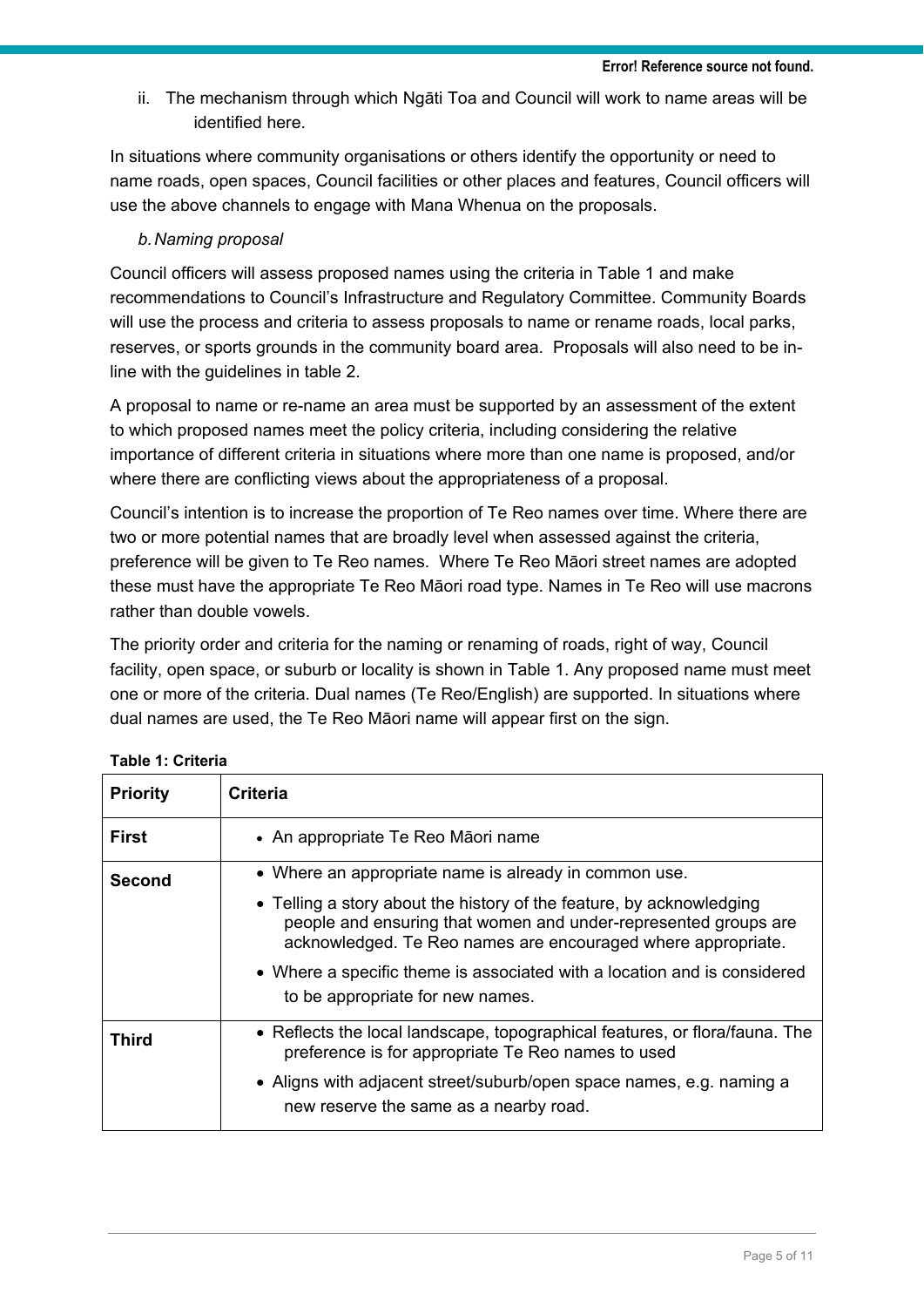ii. The mechanism through which Ngāti Toa and Council will work to name areas will be identified here.

In situations where community organisations or others identify the opportunity or need to name roads, open spaces, Council facilities or other places and features, Council officers will use the above channels to engage with Mana Whenua on the proposals.

*b. Naming proposal*

Council officers will assess proposed names using the criteria in Table 1 and make recommendations to Council's Infrastructure and Regulatory Committee. Community Boards will use the process and criteria to assess proposals to name or rename roads, local parks, reserves, or sports grounds in the community board area. Proposals will also need to be in-line with the guidelines in table 2.

A proposal to name or re-name an area must be supported by an assessment of the extent to which proposed names meet the policy criteria, including considering the relative importance of different criteria in situations where more than one name is proposed, and/or where there are conflicting views about the appropriateness of a proposal.

Council's intention is to increase the proportion of Te Reo names over time. Where there are two or more potential names that are broadly level when assessed against the criteria, preference will be given to Te Reo names. Where Te Reo Māori street names are adopted these must have the appropriate Te Reo Māori road type. Names in Te Reo will use macrons rather than double vowels.

The priority order and criteria for the naming or renaming of roads, right of way, Council facility, open space, or suburb or locality is shown in Table 1. Any proposed name must meet one or more of the criteria. Dual names (Te Reo/English) are supported. In situations where dual names are used, the Te Reo Māori name will appear first on the sign.

**Table 1: Criteria**

| Priority | Criteria |
|---|---|
| **First** | • An appropriate Te Reo Māori name |
| **Second** | • Where an appropriate name is already in common use.<br>• Telling a story about the history of the feature, by acknowledging people and ensuring that women and under-represented groups are acknowledged. Te Reo names are encouraged where appropriate.<br>• Where a specific theme is associated with a location and is considered to be appropriate for new names. |
| **Third** | • Reflects the local landscape, topographical features, or flora/fauna. The preference is for appropriate Te Reo names to used<br>• Aligns with adjacent street/suburb/open space names, e.g. naming a new reserve the same as a nearby road. |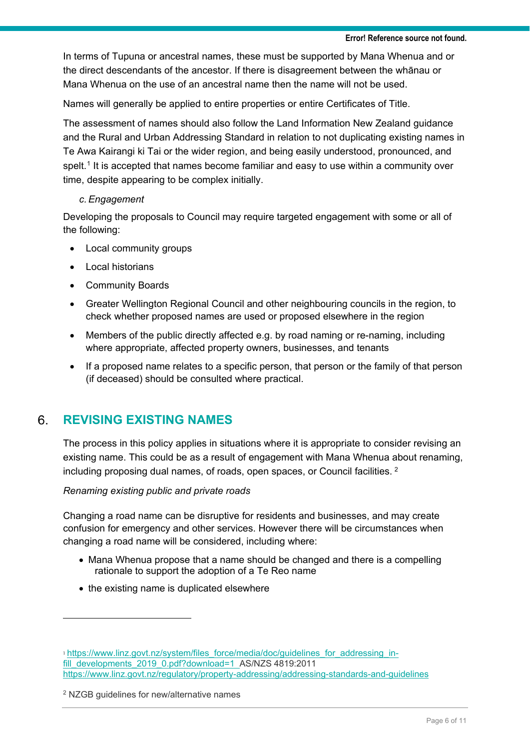In terms of Tupuna or ancestral names, these must be supported by Mana Whenua and or the direct descendants of the ancestor. If there is disagreement between the whānau or Mana Whenua on the use of an ancestral name then the name will not be used.

Names will generally be applied to entire properties or entire Certificates of Title.

The assessment of names should also follow the Land Information New Zealand guidance and the Rural and Urban Addressing Standard in relation to not duplicating existing names in Te Awa Kairangi ki Tai or the wider region, and being easily understood, pronounced, and spelt.[1] It is accepted that names become familiar and easy to use within a community over time, despite appearing to be complex initially.

*c. Engagement*

Developing the proposals to Council may require targeted engagement with some or all of the following:

- Local community groups
- Local historians
- Community Boards
- Greater Wellington Regional Council and other neighbouring councils in the region, to check whether proposed names are used or proposed elsewhere in the region
- Members of the public directly affected e.g. by road naming or re-naming, including where appropriate, affected property owners, businesses, and tenants
- If a proposed name relates to a specific person, that person or the family of that person (if deceased) should be consulted where practical.

## 6. REVISING EXISTING NAMES

The process in this policy applies in situations where it is appropriate to consider revising an existing name. This could be as a result of engagement with Mana Whenua about renaming, including proposing dual names, of roads, open spaces, or Council facilities. [2]

*Renaming existing public and private roads*

Changing a road name can be disruptive for residents and businesses, and may create confusion for emergency and other services. However there will be circumstances when changing a road name will be considered, including where:

- Mana Whenua propose that a name should be changed and there is a compelling rationale to support the adoption of a Te Reo name
- the existing name is duplicated elsewhere

---

[1] https://www.linz.govt.nz/system/files_force/media/doc/guidelines_for_addressing_in-fill_developments_2019_0.pdf?download=1 AS/NZS 4819:2011 https://www.linz.govt.nz/regulatory/property-addressing/addressing-standards-and-guidelines

[2] NZGB guidelines for new/alternative names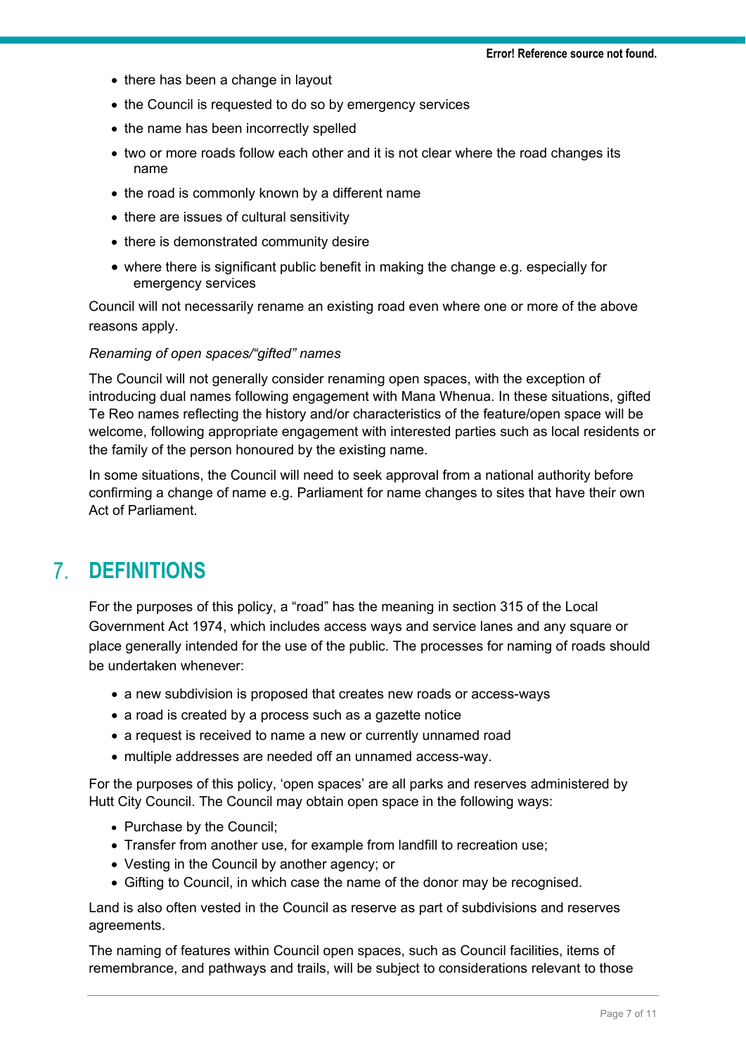- there has been a change in layout
- the Council is requested to do so by emergency services
- the name has been incorrectly spelled
- two or more roads follow each other and it is not clear where the road changes its name
- the road is commonly known by a different name
- there are issues of cultural sensitivity
- there is demonstrated community desire
- where there is significant public benefit in making the change e.g. especially for emergency services

Council will not necessarily rename an existing road even where one or more of the above reasons apply.

*Renaming of open spaces/"gifted" names*

The Council will not generally consider renaming open spaces, with the exception of introducing dual names following engagement with Mana Whenua. In these situations, gifted Te Reo names reflecting the history and/or characteristics of the feature/open space will be welcome, following appropriate engagement with interested parties such as local residents or the family of the person honoured by the existing name.

In some situations, the Council will need to seek approval from a national authority before confirming a change of name e.g. Parliament for name changes to sites that have their own Act of Parliament.

# 7. DEFINITIONS

For the purposes of this policy, a "road" has the meaning in section 315 of the Local Government Act 1974, which includes access ways and service lanes and any square or place generally intended for the use of the public. The processes for naming of roads should be undertaken whenever:

- a new subdivision is proposed that creates new roads or access-ways
- a road is created by a process such as a gazette notice
- a request is received to name a new or currently unnamed road
- multiple addresses are needed off an unnamed access-way.

For the purposes of this policy, 'open spaces' are all parks and reserves administered by Hutt City Council. The Council may obtain open space in the following ways:

- Purchase by the Council;
- Transfer from another use, for example from landfill to recreation use;
- Vesting in the Council by another agency; or
- Gifting to Council, in which case the name of the donor may be recognised.

Land is also often vested in the Council as reserve as part of subdivisions and reserves agreements.

The naming of features within Council open spaces, such as Council facilities, items of remembrance, and pathways and trails, will be subject to considerations relevant to those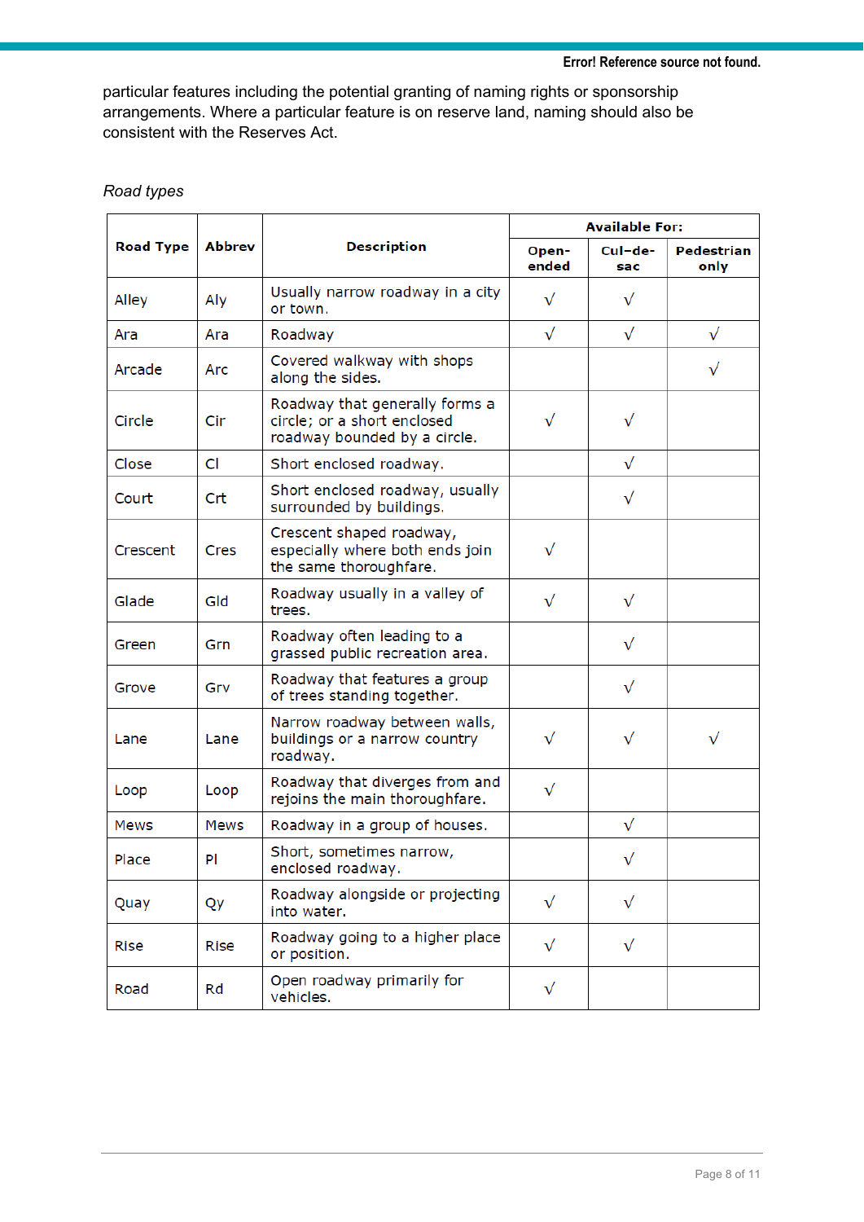particular features including the potential granting of naming rights or sponsorship arrangements. Where a particular feature is on reserve land, naming should also be consistent with the Reserves Act.

*Road types*

| Road Type | Abbrev | Description | Available For: | | |
|---|---|---|---|---|---|
| | | | Open-ended | Cul-de-sac | Pedestrian only |
| Alley | Aly | Usually narrow roadway in a city or town. | √ | √ | |
| Ara | Ara | Roadway | √ | √ | √ |
| Arcade | Arc | Covered walkway with shops along the sides. | | | √ |
| Circle | Cir | Roadway that generally forms a circle; or a short enclosed roadway bounded by a circle. | √ | √ | |
| Close | Cl | Short enclosed roadway. | | √ | |
| Court | Crt | Short enclosed roadway, usually surrounded by buildings. | | √ | |
| Crescent | Cres | Crescent shaped roadway, especially where both ends join the same thoroughfare. | √ | | |
| Glade | Gld | Roadway usually in a valley of trees. | √ | √ | |
| Green | Grn | Roadway often leading to a grassed public recreation area. | | √ | |
| Grove | Grv | Roadway that features a group of trees standing together. | | √ | |
| Lane | Lane | Narrow roadway between walls, buildings or a narrow country roadway. | √ | √ | √ |
| Loop | Loop | Roadway that diverges from and rejoins the main thoroughfare. | √ | | |
| Mews | Mews | Roadway in a group of houses. | | √ | |
| Place | Pl | Short, sometimes narrow, enclosed roadway. | | √ | |
| Quay | Qy | Roadway alongside or projecting into water. | √ | √ | |
| Rise | Rise | Roadway going to a higher place or position. | √ | √ | |
| Road | Rd | Open roadway primarily for vehicles. | √ | | |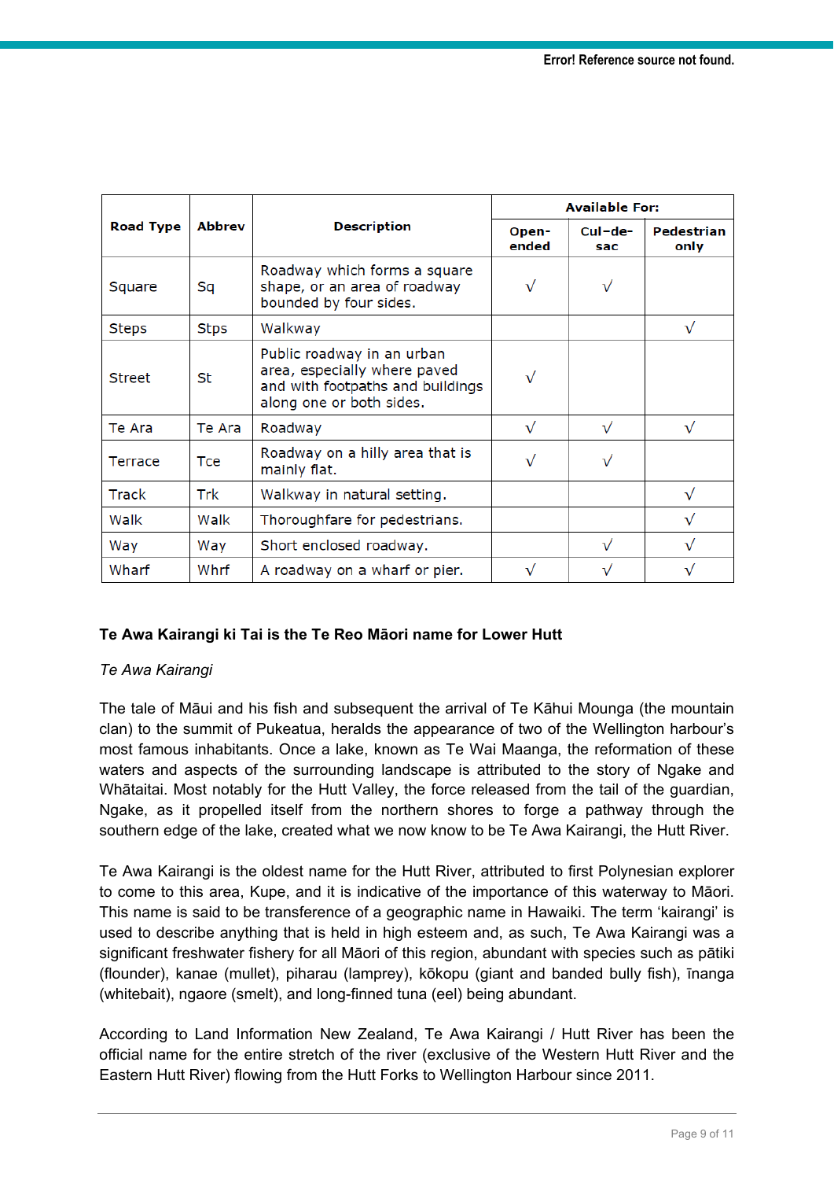| Road Type | Abbrev | Description | Available For: | | |
|---|---|---|---|---|---|
| | | | Open-ended | Cul-de-sac | Pedestrian only |
| Square | Sq | Roadway which forms a square shape, or an area of roadway bounded by four sides. | √ | √ | |
| Steps | Stps | Walkway | | | √ |
| Street | St | Public roadway in an urban area, especially where paved and with footpaths and buildings along one or both sides. | √ | | |
| Te Ara | Te Ara | Roadway | √ | √ | √ |
| Terrace | Tce | Roadway on a hilly area that is mainly flat. | √ | √ | |
| Track | Trk | Walkway in natural setting. | | | √ |
| Walk | Walk | Thoroughfare for pedestrians. | | | √ |
| Way | Way | Short enclosed roadway. | | √ | √ |
| Wharf | Whrf | A roadway on a wharf or pier. | √ | √ | √ |

**Te Awa Kairangi ki Tai is the Te Reo Māori name for Lower Hutt**

*Te Awa Kairangi*

The tale of Māui and his fish and subsequent the arrival of Te Kāhui Mounga (the mountain clan) to the summit of Pukeatua, heralds the appearance of two of the Wellington harbour's most famous inhabitants. Once a lake, known as Te Wai Maanga, the reformation of these waters and aspects of the surrounding landscape is attributed to the story of Ngake and Whātaitai. Most notably for the Hutt Valley, the force released from the tail of the guardian, Ngake, as it propelled itself from the northern shores to forge a pathway through the southern edge of the lake, created what we now know to be Te Awa Kairangi, the Hutt River.

Te Awa Kairangi is the oldest name for the Hutt River, attributed to first Polynesian explorer to come to this area, Kupe, and it is indicative of the importance of this waterway to Māori. This name is said to be transference of a geographic name in Hawaiki. The term 'kairangi' is used to describe anything that is held in high esteem and, as such, Te Awa Kairangi was a significant freshwater fishery for all Māori of this region, abundant with species such as pātiki (flounder), kanae (mullet), piharau (lamprey), kōkopu (giant and banded bully fish), īnanga (whitebait), ngaore (smelt), and long-finned tuna (eel) being abundant.

According to Land Information New Zealand, Te Awa Kairangi / Hutt River has been the official name for the entire stretch of the river (exclusive of the Western Hutt River and the Eastern Hutt River) flowing from the Hutt Forks to Wellington Harbour since 2011.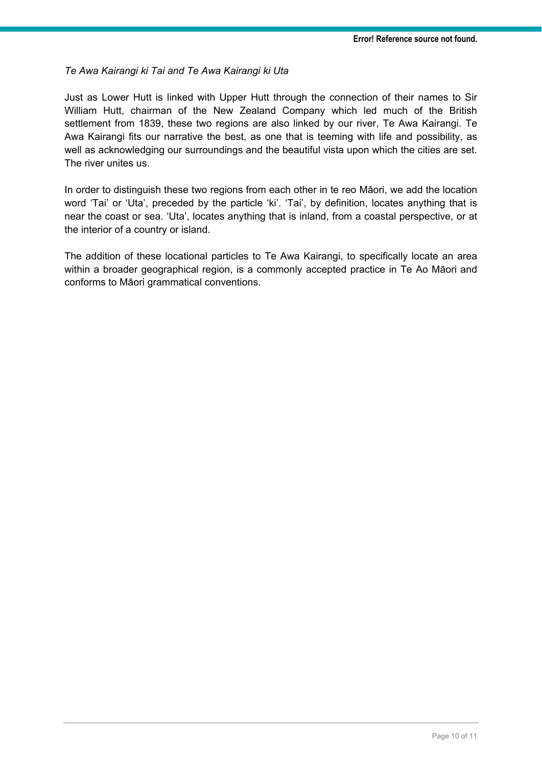*Te Awa Kairangi ki Tai and Te Awa Kairangi ki Uta*

Just as Lower Hutt is linked with Upper Hutt through the connection of their names to Sir William Hutt, chairman of the New Zealand Company which led much of the British settlement from 1839, these two regions are also linked by our river, Te Awa Kairangi. Te Awa Kairangi fits our narrative the best, as one that is teeming with life and possibility, as well as acknowledging our surroundings and the beautiful vista upon which the cities are set. The river unites us.

In order to distinguish these two regions from each other in te reo Māori, we add the location word 'Tai' or 'Uta', preceded by the particle 'ki'. 'Tai', by definition, locates anything that is near the coast or sea. 'Uta', locates anything that is inland, from a coastal perspective, or at the interior of a country or island.

The addition of these locational particles to Te Awa Kairangi, to specifically locate an area within a broader geographical region, is a commonly accepted practice in Te Ao Māori and conforms to Māori grammatical conventions.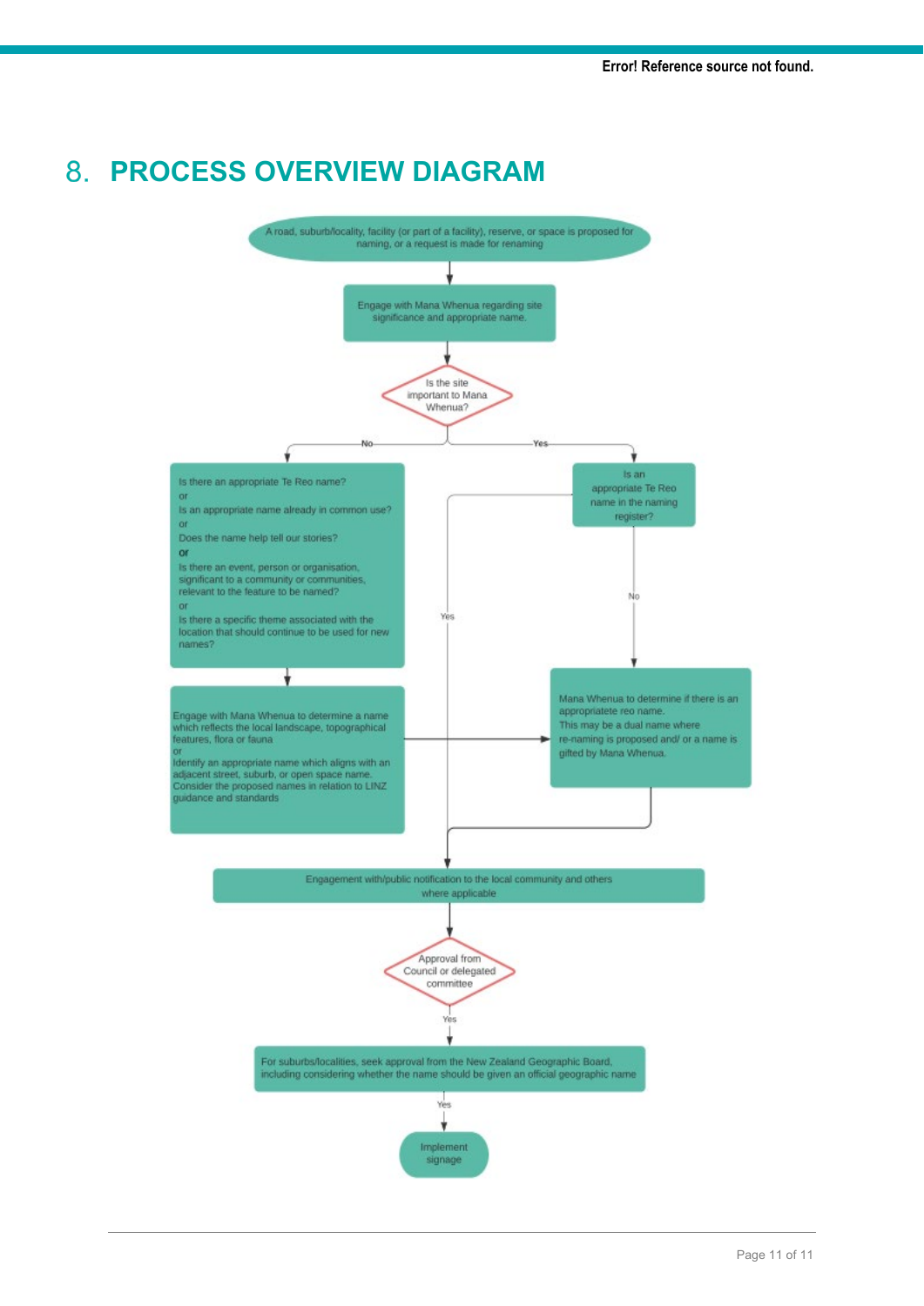# 8. PROCESS OVERVIEW DIAGRAM

A road, suburb/locality, facility (or part of a facility), reserve, or space is proposed for naming, or a request is made for renaming

Engage with Mana Whenua regarding site significance and appropriate name.

Is the site important to Mana Whenua?

No

Yes

Is there an appropriate Te Reo name?
or
Is an appropriate name already in common use?
or
Does the name help tell our stories?
**or**
Is there an event, person or organisation, significant to a community or communities, relevant to the feature to be named?
or
Is there a specific theme associated with the location that should continue to be used for new names?

Is an appropriate Te Reo name in the naming register?

Yes

No

Engage with Mana Whenua to determine a name which reflects the local landscape, topographical features, flora or fauna
or
Identify an appropriate name which aligns with an adjacent street, suburb, or open space name. Consider the proposed names in relation to LINZ guidance and standards

Mana Whenua to determine if there is an appropriatete reo name.
This may be a dual name where re-naming is proposed and/ or a name is gifted by Mana Whenua.

Engagement with/public notification to the local community and others where applicable

Approval from Council or delegated committee

Yes

For suburbs/localities, seek approval from the New Zealand Geographic Board, including considering whether the name should be given an official geographic name

Yes

Implement signage